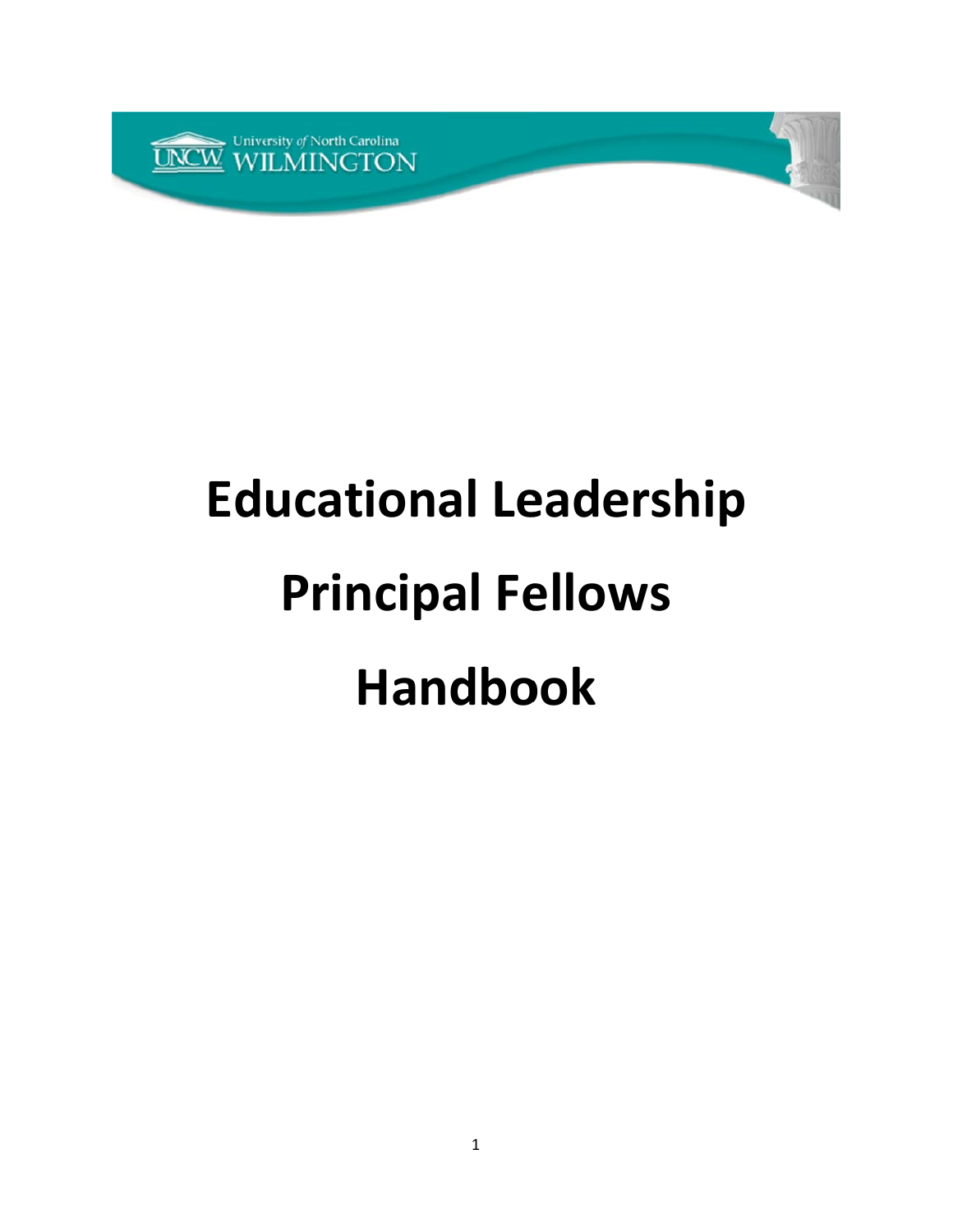University of North Carolina WILMINGTON

# Educational Leadership

# Principal Fellows

# Handbook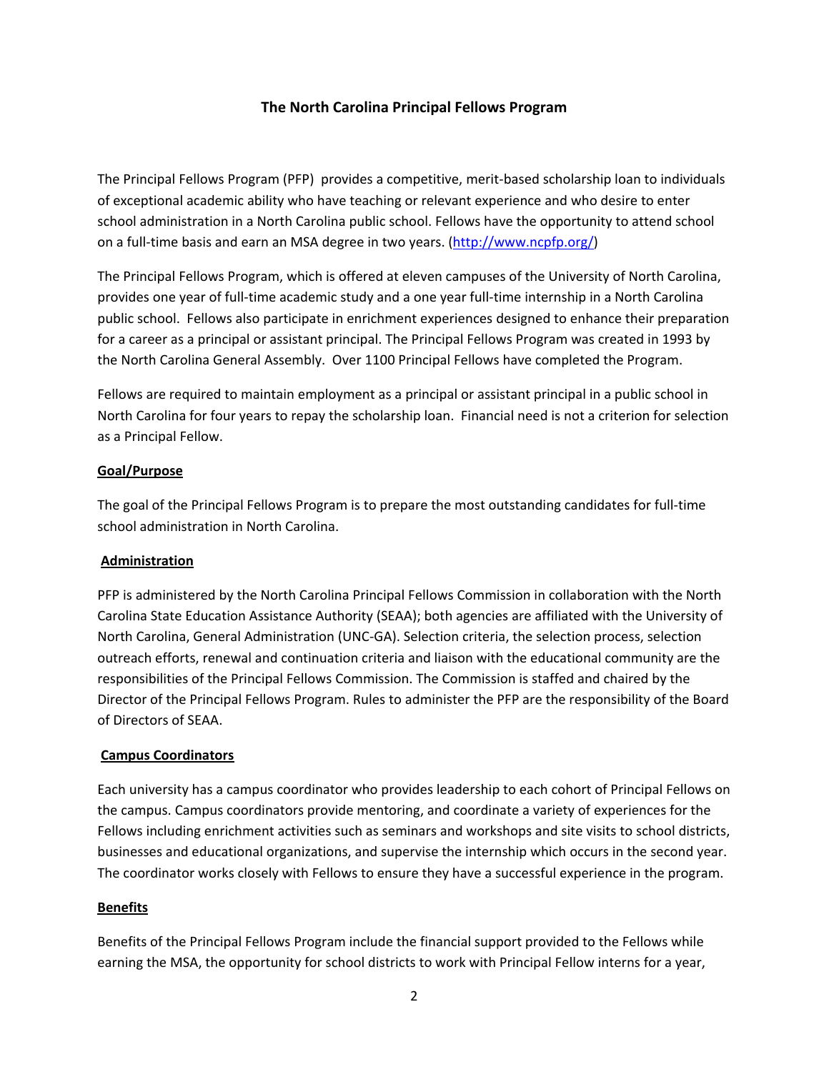## The North Carolina Principal Fellows Program

The Principal Fellows Program (PFP) provides a competitive, merit-based scholarship loan to individuals of exceptional academic ability who have teaching or relevant experience and who desire to enter school administration in a North Carolina public school. Fellows have the opportunity to attend school on a full-time basis and earn an MSA degree in two years. (http://www.ncpfp.org/)

The Principal Fellows Program, which is offered at eleven campuses of the University of North Carolina, provides one year of full-time academic study and a one year full-time internship in a North Carolina public school. Fellows also participate in enrichment experiences designed to enhance their preparation for a career as a principal or assistant principal. The Principal Fellows Program was created in 1993 by the North Carolina General Assembly. Over 1100 Principal Fellows have completed the Program.

Fellows are required to maintain employment as a principal or assistant principal in a public school in North Carolina for four years to repay the scholarship loan. Financial need is not a criterion for selection as a Principal Fellow.

### Goal/Purpose

The goal of the Principal Fellows Program is to prepare the most outstanding candidates for full-time school administration in North Carolina.

### Administration

PFP is administered by the North Carolina Principal Fellows Commission in collaboration with the North Carolina State Education Assistance Authority (SEAA); both agencies are affiliated with the University of North Carolina, General Administration (UNC-GA). Selection criteria, the selection process, selection outreach efforts, renewal and continuation criteria and liaison with the educational community are the responsibilities of the Principal Fellows Commission. The Commission is staffed and chaired by the Director of the Principal Fellows Program. Rules to administer the PFP are the responsibility of the Board of Directors of SEAA.

### Campus Coordinators

Each university has a campus coordinator who provides leadership to each cohort of Principal Fellows on the campus. Campus coordinators provide mentoring, and coordinate a variety of experiences for the Fellows including enrichment activities such as seminars and workshops and site visits to school districts, businesses and educational organizations, and supervise the internship which occurs in the second year. The coordinator works closely with Fellows to ensure they have a successful experience in the program.

### Benefits

Benefits of the Principal Fellows Program include the financial support provided to the Fellows while earning the MSA, the opportunity for school districts to work with Principal Fellow interns for a year,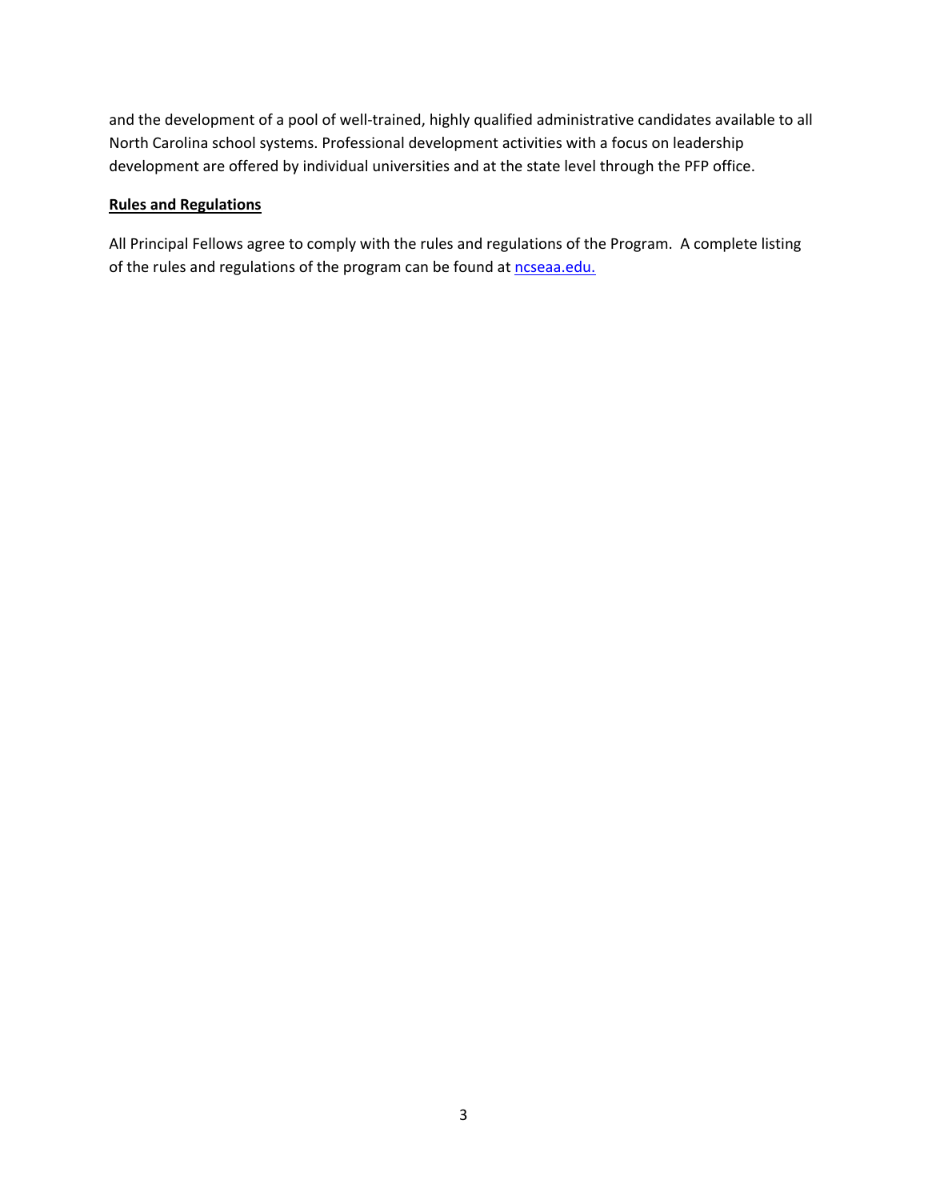and the development of a pool of well-trained, highly qualified administrative candidates available to all North Carolina school systems. Professional development activities with a focus on leadership development are offered by individual universities and at the state level through the PFP office.

**Rules and Regulations**

All Principal Fellows agree to comply with the rules and regulations of the Program. A complete listing of the rules and regulations of the program can be found at [ncseaa.edu.](ncseaa.edu)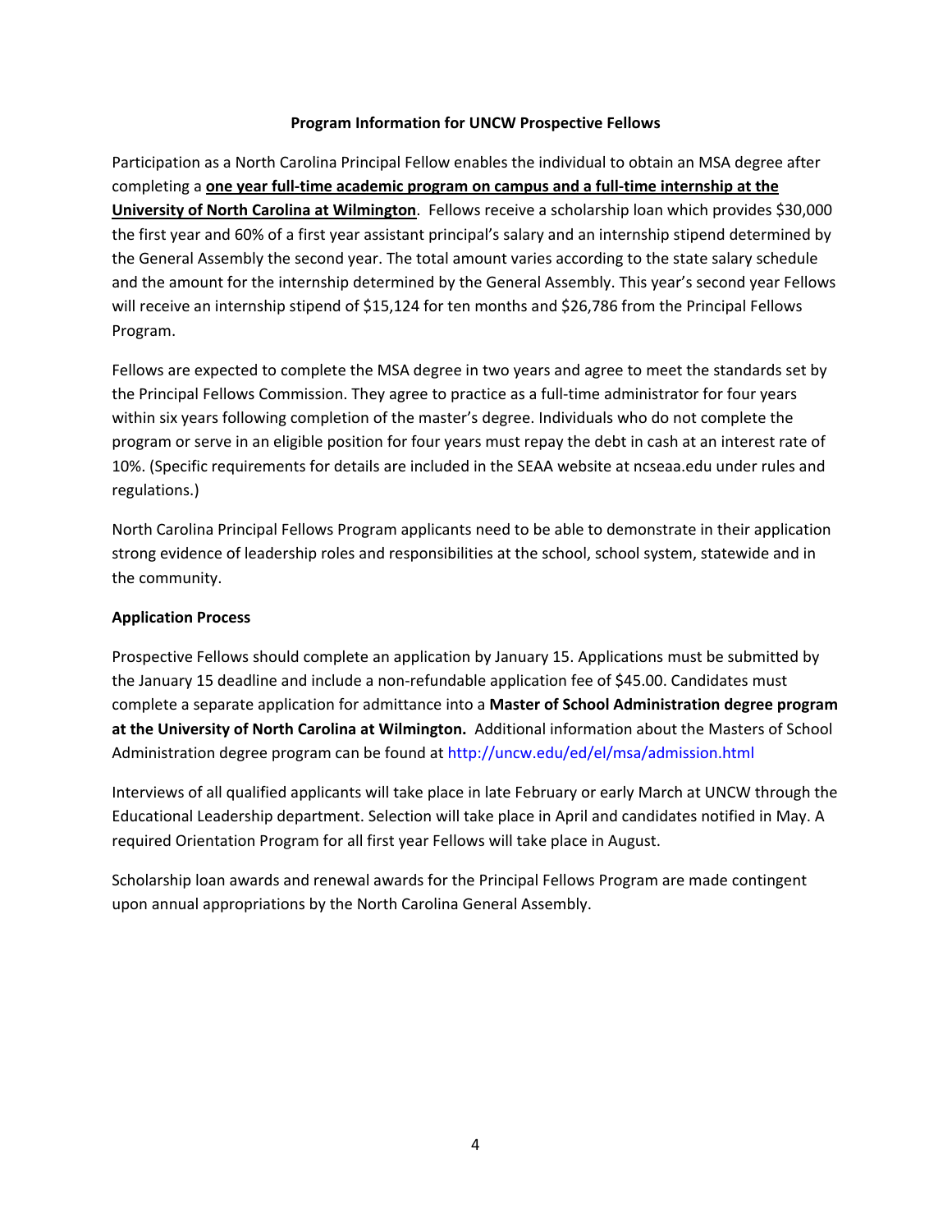**Program Information for UNCW Prospective Fellows**

Participation as a North Carolina Principal Fellow enables the individual to obtain an MSA degree after completing a **one year full-time academic program on campus and a full-time internship at the University of North Carolina at Wilmington**. Fellows receive a scholarship loan which provides $30,000 the first year and 60% of a first year assistant principal's salary and an internship stipend determined by the General Assembly the second year. The total amount varies according to the state salary schedule and the amount for the internship determined by the General Assembly. This year's second year Fellows will receive an internship stipend of $15,124 for ten months and $26,786 from the Principal Fellows Program.

Fellows are expected to complete the MSA degree in two years and agree to meet the standards set by the Principal Fellows Commission. They agree to practice as a full-time administrator for four years within six years following completion of the master's degree. Individuals who do not complete the program or serve in an eligible position for four years must repay the debt in cash at an interest rate of 10%. (Specific requirements for details are included in the SEAA website at ncseaa.edu under rules and regulations.)

North Carolina Principal Fellows Program applicants need to be able to demonstrate in their application strong evidence of leadership roles and responsibilities at the school, school system, statewide and in the community.

**Application Process**

Prospective Fellows should complete an application by January 15. Applications must be submitted by the January 15 deadline and include a non-refundable application fee of $45.00. Candidates must complete a separate application for admittance into a **Master of School Administration degree program at the University of North Carolina at Wilmington.** Additional information about the Masters of School Administration degree program can be found at http://uncw.edu/ed/el/msa/admission.html

Interviews of all qualified applicants will take place in late February or early March at UNCW through the Educational Leadership department. Selection will take place in April and candidates notified in May. A required Orientation Program for all first year Fellows will take place in August.

Scholarship loan awards and renewal awards for the Principal Fellows Program are made contingent upon annual appropriations by the North Carolina General Assembly.